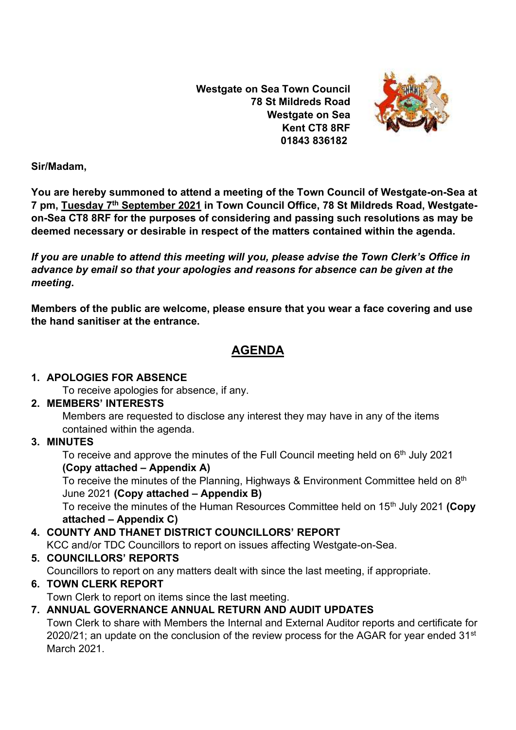**Westgate on Sea Town Council**
**78 St Mildreds Road**
**Westgate on Sea**
**Kent CT8 8RF**
**01843 836182**

**Sir/Madam,**

**You are hereby summoned to attend a meeting of the Town Council of Westgate-on-Sea at 7 pm, <u>Tuesday 7th September 2021</u> in Town Council Office, 78 St Mildreds Road, Westgate-on-Sea CT8 8RF for the purposes of considering and passing such resolutions as may be deemed necessary or desirable in respect of the matters contained within the agenda.**

***If you are unable to attend this meeting will you, please advise the Town Clerk's Office in advance by email so that your apologies and reasons for absence can be given at the meeting.***

**Members of the public are welcome, please ensure that you wear a face covering and use the hand sanitiser at the entrance.**

# AGENDA

1. **APOLOGIES FOR ABSENCE**
   To receive apologies for absence, if any.
2. **MEMBERS' INTERESTS**
   Members are requested to disclose any interest they may have in any of the items contained within the agenda.
3. **MINUTES**
   To receive and approve the minutes of the Full Council meeting held on 6th July 2021 **(Copy attached – Appendix A)**
   To receive the minutes of the Planning, Highways & Environment Committee held on 8th June 2021 **(Copy attached – Appendix B)**
   To receive the minutes of the Human Resources Committee held on 15th July 2021 **(Copy attached – Appendix C)**
4. **COUNTY AND THANET DISTRICT COUNCILLORS' REPORT**
   KCC and/or TDC Councillors to report on issues affecting Westgate-on-Sea.
5. **COUNCILLORS' REPORTS**
   Councillors to report on any matters dealt with since the last meeting, if appropriate.
6. **TOWN CLERK REPORT**
   Town Clerk to report on items since the last meeting.
7. **ANNUAL GOVERNANCE ANNUAL RETURN AND AUDIT UPDATES**
   Town Clerk to share with Members the Internal and External Auditor reports and certificate for 2020/21; an update on the conclusion of the review process for the AGAR for year ended 31st March 2021.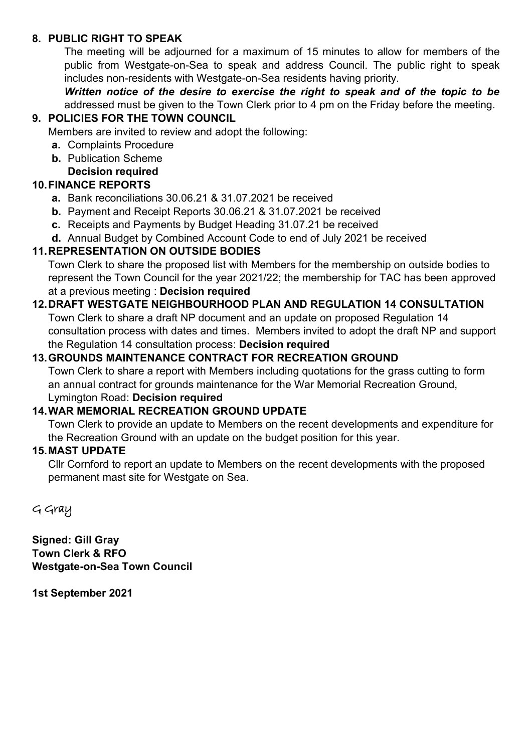**8. PUBLIC RIGHT TO SPEAK**

The meeting will be adjourned for a maximum of 15 minutes to allow for members of the public from Westgate-on-Sea to speak and address Council. The public right to speak includes non-residents with Westgate-on-Sea residents having priority.

***Written notice of the desire to exercise the right to speak and of the topic to be*** addressed must be given to the Town Clerk prior to 4 pm on the Friday before the meeting.

**9. POLICIES FOR THE TOWN COUNCIL**

Members are invited to review and adopt the following:

- **a.** Complaints Procedure
- **b.** Publication Scheme

**Decision required**

**10. FINANCE REPORTS**

- **a.** Bank reconciliations 30.06.21 & 31.07.2021 be received
- **b.** Payment and Receipt Reports 30.06.21 & 31.07.2021 be received
- **c.** Receipts and Payments by Budget Heading 31.07.21 be received
- **d.** Annual Budget by Combined Account Code to end of July 2021 be received

**11. REPRESENTATION ON OUTSIDE BODIES**

Town Clerk to share the proposed list with Members for the membership on outside bodies to represent the Town Council for the year 2021/22; the membership for TAC has been approved at a previous meeting : **Decision required**

**12. DRAFT WESTGATE NEIGHBOURHOOD PLAN AND REGULATION 14 CONSULTATION**

Town Clerk to share a draft NP document and an update on proposed Regulation 14 consultation process with dates and times. Members invited to adopt the draft NP and support the Regulation 14 consultation process: **Decision required**

**13. GROUNDS MAINTENANCE CONTRACT FOR RECREATION GROUND**

Town Clerk to share a report with Members including quotations for the grass cutting to form an annual contract for grounds maintenance for the War Memorial Recreation Ground, Lymington Road: **Decision required**

**14. WAR MEMORIAL RECREATION GROUND UPDATE**

Town Clerk to provide an update to Members on the recent developments and expenditure for the Recreation Ground with an update on the budget position for this year.

**15. MAST UPDATE**

Cllr Cornford to report an update to Members on the recent developments with the proposed permanent mast site for Westgate on Sea.

G Gray

**Signed: Gill Gray**
**Town Clerk & RFO**
**Westgate-on-Sea Town Council**

**1st September 2021**